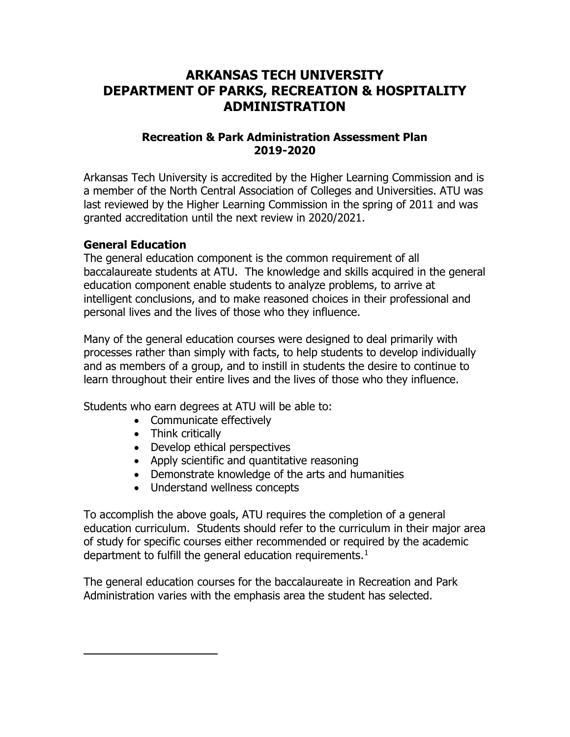# ARKANSAS TECH UNIVERSITY
# DEPARTMENT OF PARKS, RECREATION & HOSPITALITY ADMINISTRATION

## Recreation & Park Administration Assessment Plan 2019-2020

Arkansas Tech University is accredited by the Higher Learning Commission and is a member of the North Central Association of Colleges and Universities. ATU was last reviewed by the Higher Learning Commission in the spring of 2011 and was granted accreditation until the next review in 2020/2021.

### General Education

The general education component is the common requirement of all baccalaureate students at ATU. The knowledge and skills acquired in the general education component enable students to analyze problems, to arrive at intelligent conclusions, and to make reasoned choices in their professional and personal lives and the lives of those who they influence.

Many of the general education courses were designed to deal primarily with processes rather than simply with facts, to help students to develop individually and as members of a group, and to instill in students the desire to continue to learn throughout their entire lives and the lives of those who they influence.

Students who earn degrees at ATU will be able to:

- Communicate effectively
- Think critically
- Develop ethical perspectives
- Apply scientific and quantitative reasoning
- Demonstrate knowledge of the arts and humanities
- Understand wellness concepts

To accomplish the above goals, ATU requires the completion of a general education curriculum. Students should refer to the curriculum in their major area of study for specific courses either recommended or required by the academic department to fulfill the general education requirements.[1]

The general education courses for the baccalaureate in Recreation and Park Administration varies with the emphasis area the student has selected.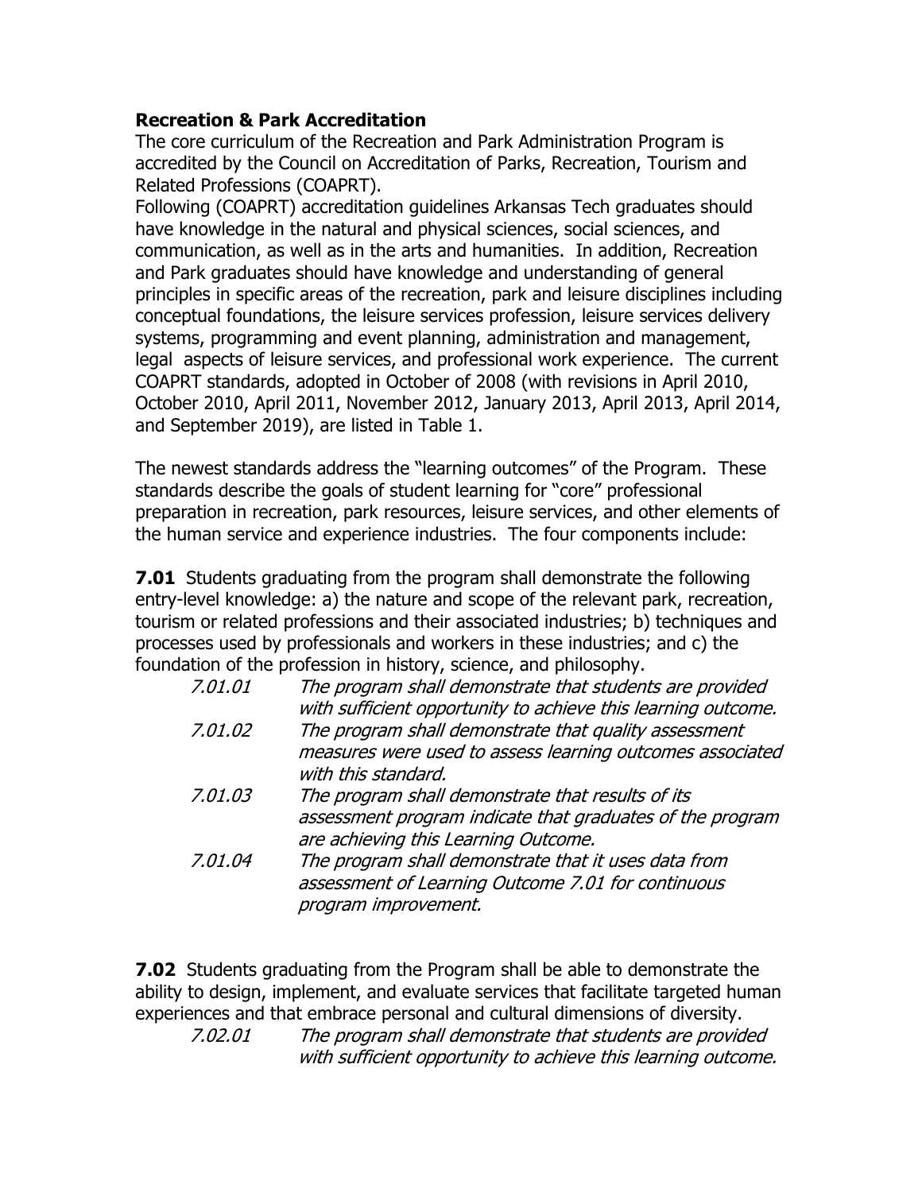**Recreation & Park Accreditation**

The core curriculum of the Recreation and Park Administration Program is accredited by the Council on Accreditation of Parks, Recreation, Tourism and Related Professions (COAPRT).

Following (COAPRT) accreditation guidelines Arkansas Tech graduates should have knowledge in the natural and physical sciences, social sciences, and communication, as well as in the arts and humanities. In addition, Recreation and Park graduates should have knowledge and understanding of general principles in specific areas of the recreation, park and leisure disciplines including conceptual foundations, the leisure services profession, leisure services delivery systems, programming and event planning, administration and management, legal aspects of leisure services, and professional work experience. The current COAPRT standards, adopted in October of 2008 (with revisions in April 2010, October 2010, April 2011, November 2012, January 2013, April 2013, April 2014, and September 2019), are listed in Table 1.

The newest standards address the "learning outcomes" of the Program. These standards describe the goals of student learning for "core" professional preparation in recreation, park resources, leisure services, and other elements of the human service and experience industries. The four components include:

**7.01** Students graduating from the program shall demonstrate the following entry-level knowledge: a) the nature and scope of the relevant park, recreation, tourism or related professions and their associated industries; b) techniques and processes used by professionals and workers in these industries; and c) the foundation of the profession in history, science, and philosophy.

*7.01.01* *The program shall demonstrate that students are provided with sufficient opportunity to achieve this learning outcome.*

*7.01.02* *The program shall demonstrate that quality assessment measures were used to assess learning outcomes associated with this standard.*

*7.01.03* *The program shall demonstrate that results of its assessment program indicate that graduates of the program are achieving this Learning Outcome.*

*7.01.04* *The program shall demonstrate that it uses data from assessment of Learning Outcome 7.01 for continuous program improvement.*

**7.02** Students graduating from the Program shall be able to demonstrate the ability to design, implement, and evaluate services that facilitate targeted human experiences and that embrace personal and cultural dimensions of diversity.

*7.02.01* *The program shall demonstrate that students are provided with sufficient opportunity to achieve this learning outcome.*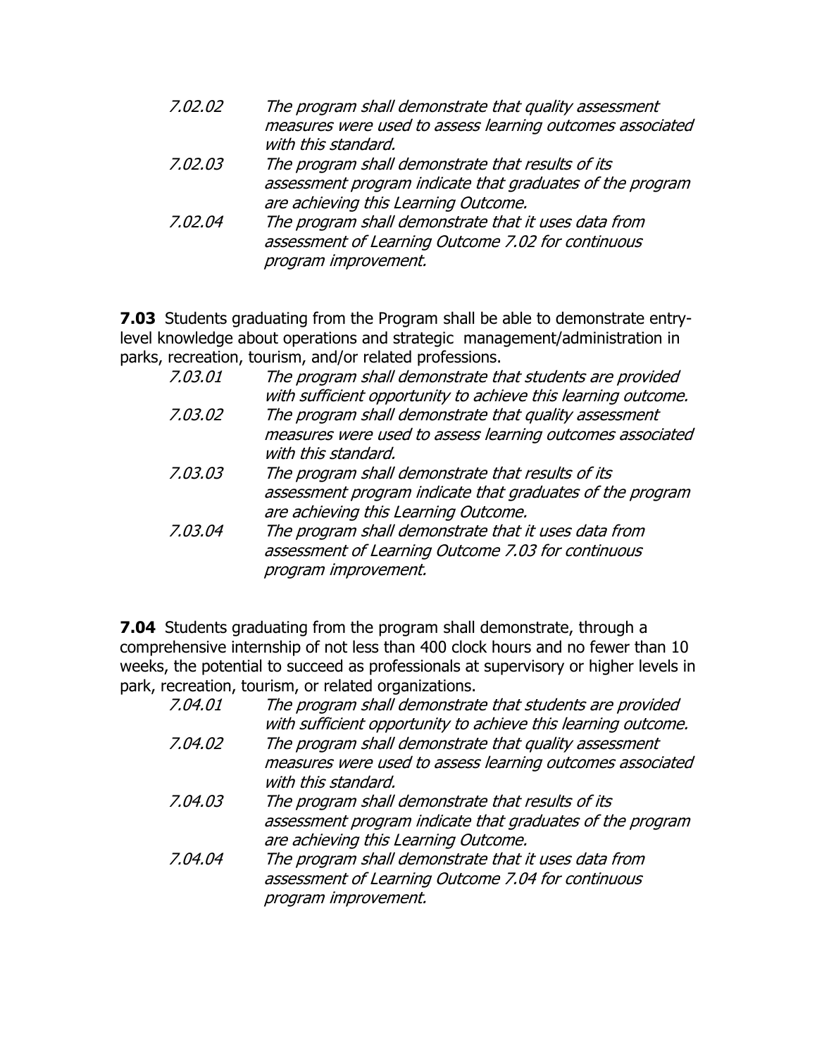*7.02.02 The program shall demonstrate that quality assessment measures were used to assess learning outcomes associated with this standard.*

*7.02.03 The program shall demonstrate that results of its assessment program indicate that graduates of the program are achieving this Learning Outcome.*

*7.02.04 The program shall demonstrate that it uses data from assessment of Learning Outcome 7.02 for continuous program improvement.*

**7.03** Students graduating from the Program shall be able to demonstrate entry-level knowledge about operations and strategic management/administration in parks, recreation, tourism, and/or related professions.

*7.03.01 The program shall demonstrate that students are provided with sufficient opportunity to achieve this learning outcome.*

*7.03.02 The program shall demonstrate that quality assessment measures were used to assess learning outcomes associated with this standard.*

*7.03.03 The program shall demonstrate that results of its assessment program indicate that graduates of the program are achieving this Learning Outcome.*

*7.03.04 The program shall demonstrate that it uses data from assessment of Learning Outcome 7.03 for continuous program improvement.*

**7.04** Students graduating from the program shall demonstrate, through a comprehensive internship of not less than 400 clock hours and no fewer than 10 weeks, the potential to succeed as professionals at supervisory or higher levels in park, recreation, tourism, or related organizations.

*7.04.01 The program shall demonstrate that students are provided with sufficient opportunity to achieve this learning outcome.*

*7.04.02 The program shall demonstrate that quality assessment measures were used to assess learning outcomes associated with this standard.*

*7.04.03 The program shall demonstrate that results of its assessment program indicate that graduates of the program are achieving this Learning Outcome.*

*7.04.04 The program shall demonstrate that it uses data from assessment of Learning Outcome 7.04 for continuous program improvement.*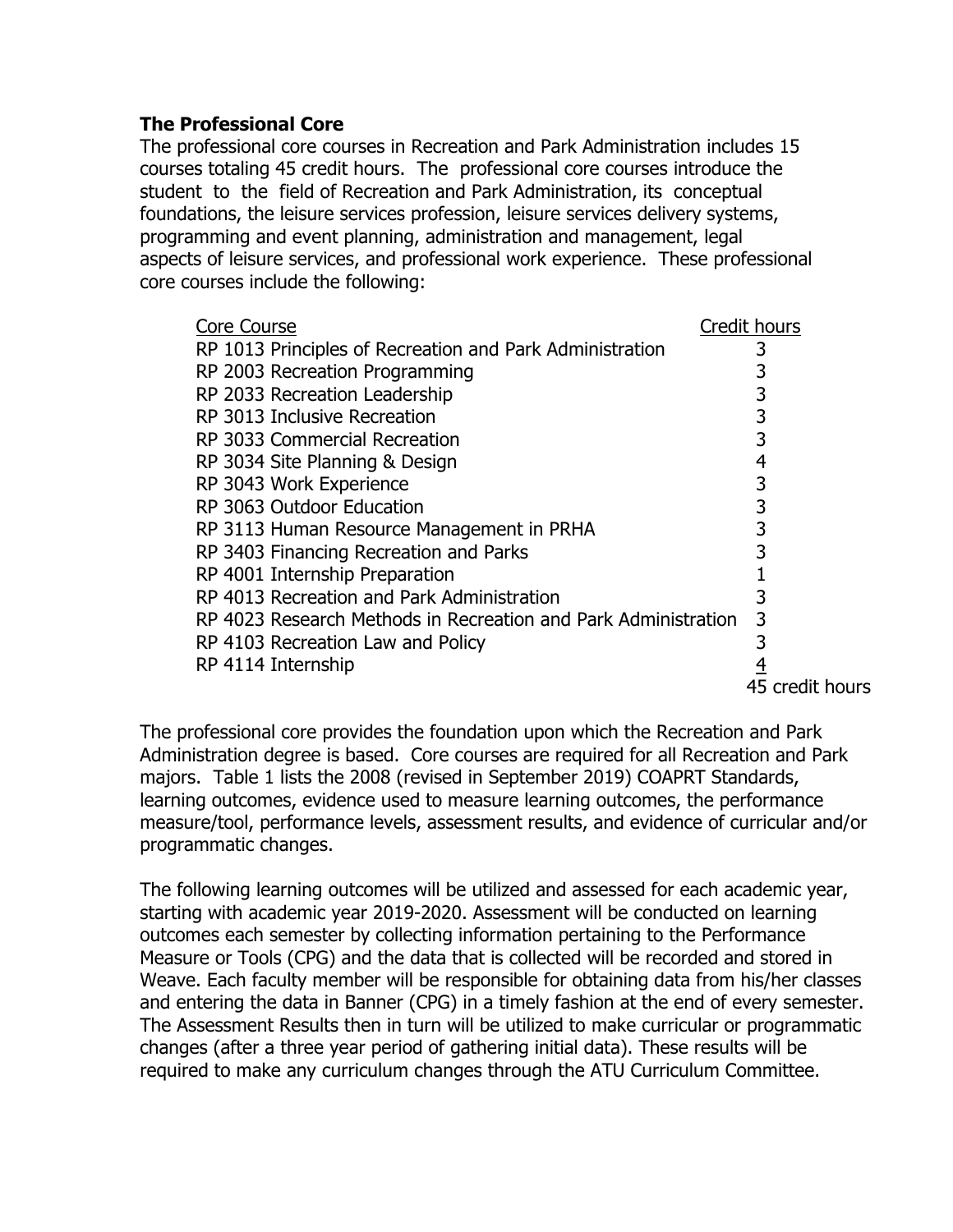**The Professional Core**

The professional core courses in Recreation and Park Administration includes 15 courses totaling 45 credit hours. The professional core courses introduce the student to the field of Recreation and Park Administration, its conceptual foundations, the leisure services profession, leisure services delivery systems, programming and event planning, administration and management, legal aspects of leisure services, and professional work experience. These professional core courses include the following:

| Core Course | Credit hours |
|---|---|
| RP 1013 Principles of Recreation and Park Administration | 3 |
| RP 2003 Recreation Programming | 3 |
| RP 2033 Recreation Leadership | 3 |
| RP 3013 Inclusive Recreation | 3 |
| RP 3033 Commercial Recreation | 3 |
| RP 3034 Site Planning & Design | 4 |
| RP 3043 Work Experience | 3 |
| RP 3063 Outdoor Education | 3 |
| RP 3113 Human Resource Management in PRHA | 3 |
| RP 3403 Financing Recreation and Parks | 3 |
| RP 4001 Internship Preparation | 1 |
| RP 4013 Recreation and Park Administration | 3 |
| RP 4023 Research Methods in Recreation and Park Administration | 3 |
| RP 4103 Recreation Law and Policy | 3 |
| RP 4114 Internship | 4 |
| | 45 credit hours |

The professional core provides the foundation upon which the Recreation and Park Administration degree is based. Core courses are required for all Recreation and Park majors. Table 1 lists the 2008 (revised in September 2019) COAPRT Standards, learning outcomes, evidence used to measure learning outcomes, the performance measure/tool, performance levels, assessment results, and evidence of curricular and/or programmatic changes.

The following learning outcomes will be utilized and assessed for each academic year, starting with academic year 2019-2020. Assessment will be conducted on learning outcomes each semester by collecting information pertaining to the Performance Measure or Tools (CPG) and the data that is collected will be recorded and stored in Weave. Each faculty member will be responsible for obtaining data from his/her classes and entering the data in Banner (CPG) in a timely fashion at the end of every semester. The Assessment Results then in turn will be utilized to make curricular or programmatic changes (after a three year period of gathering initial data). These results will be required to make any curriculum changes through the ATU Curriculum Committee.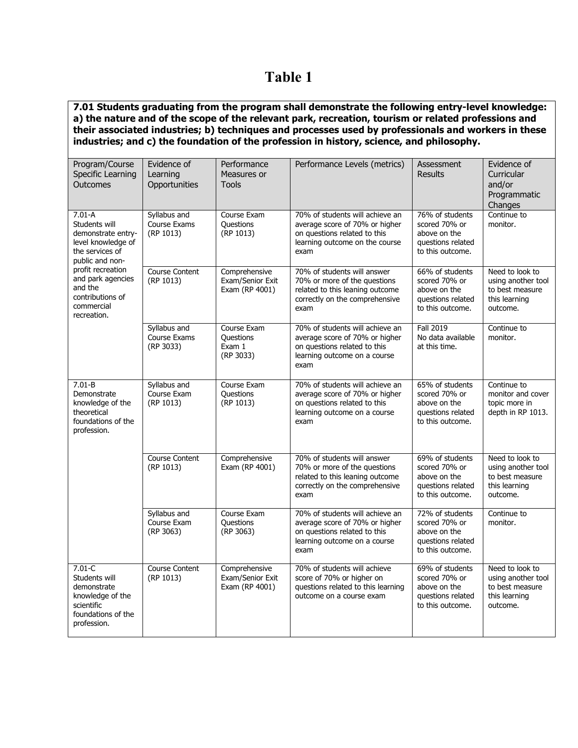# Table 1

**7.01 Students graduating from the program shall demonstrate the following entry-level knowledge: a) the nature and of the scope of the relevant park, recreation, tourism or related professions and their associated industries; b) techniques and processes used by professionals and workers in these industries; and c) the foundation of the profession in history, science, and philosophy.**

| Program/Course Specific Learning Outcomes | Evidence of Learning Opportunities | Performance Measures or Tools | Performance Levels (metrics) | Assessment Results | Evidence of Curricular and/or Programmatic Changes |
|---|---|---|---|---|---|
| 7.01-A Students will demonstrate entry-level knowledge of the services of public and non-profit recreation and park agencies and the contributions of commercial recreation. | Syllabus and Course Exams (RP 1013) | Course Exam Questions (RP 1013) | 70% of students will achieve an average score of 70% or higher on questions related to this learning outcome on the course exam | 76% of students scored 70% or above on the questions related to this outcome. | Continue to monitor. |
| | Course Content (RP 1013) | Comprehensive Exam/Senior Exit Exam (RP 4001) | 70% of students will answer 70% or more of the questions related to this leaning outcome correctly on the comprehensive exam | 66% of students scored 70% or above on the questions related to this outcome. | Need to look to using another tool to best measure this learning outcome. |
| | Syllabus and Course Exams (RP 3033) | Course Exam Questions Exam 1 (RP 3033) | 70% of students will achieve an average score of 70% or higher on questions related to this learning outcome on a course exam | Fall 2019 No data available at this time. | Continue to monitor. |
| 7.01-B Demonstrate knowledge of the theoretical foundations of the profession. | Syllabus and Course Exam (RP 1013) | Course Exam Questions (RP 1013) | 70% of students will achieve an average score of 70% or higher on questions related to this learning outcome on a course exam | 65% of students scored 70% or above on the questions related to this outcome. | Continue to monitor and cover topic more in depth in RP 1013. |
| | Course Content (RP 1013) | Comprehensive Exam (RP 4001) | 70% of students will answer 70% or more of the questions related to this leaning outcome correctly on the comprehensive exam | 69% of students scored 70% or above on the questions related to this outcome. | Need to look to using another tool to best measure this learning outcome. |
| | Syllabus and Course Exam (RP 3063) | Course Exam Questions (RP 3063) | 70% of students will achieve an average score of 70% or higher on questions related to this learning outcome on a course exam | 72% of students scored 70% or above on the questions related to this outcome. | Continue to monitor. |
| 7.01-C Students will demonstrate knowledge of the scientific foundations of the profession. | Course Content (RP 1013) | Comprehensive Exam/Senior Exit Exam (RP 4001) | 70% of students will achieve score of 70% or higher on questions related to this learning outcome on a course exam | 69% of students scored 70% or above on the questions related to this outcome. | Need to look to using another tool to best measure this learning outcome. |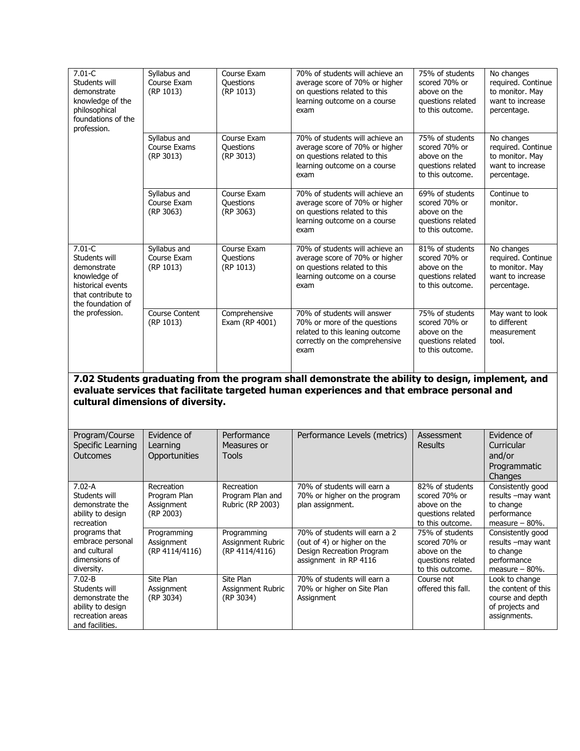| | | | | | |
|---|---|---|---|---|---|
| 7.01-C Students will demonstrate knowledge of the philosophical foundations of the profession. | Syllabus and Course Exam (RP 1013) | Course Exam Questions (RP 1013) | 70% of students will achieve an average score of 70% or higher on questions related to this learning outcome on a course exam | 75% of students scored 70% or above on the questions related to this outcome. | No changes required. Continue to monitor. May want to increase percentage. |
| | Syllabus and Course Exams (RP 3013) | Course Exam Questions (RP 3013) | 70% of students will achieve an average score of 70% or higher on questions related to this learning outcome on a course exam | 75% of students scored 70% or above on the questions related to this outcome. | No changes required. Continue to monitor. May want to increase percentage. |
| | Syllabus and Course Exam (RP 3063) | Course Exam Questions (RP 3063) | 70% of students will achieve an average score of 70% or higher on questions related to this learning outcome on a course exam | 69% of students scored 70% or above on the questions related to this outcome. | Continue to monitor. |
| 7.01-C Students will demonstrate knowledge of historical events that contribute to the foundation of the profession. | Syllabus and Course Exam (RP 1013) | Course Exam Questions (RP 1013) | 70% of students will achieve an average score of 70% or higher on questions related to this learning outcome on a course exam | 81% of students scored 70% or above on the questions related to this outcome. | No changes required. Continue to monitor. May want to increase percentage. |
| | Course Content (RP 1013) | Comprehensive Exam (RP 4001) | 70% of students will answer 70% or more of the questions related to this leaning outcome correctly on the comprehensive exam | 75% of students scored 70% or above on the questions related to this outcome. | May want to look to different measurement tool. |

**7.02 Students graduating from the program shall demonstrate the ability to design, implement, and evaluate services that facilitate targeted human experiences and that embrace personal and cultural dimensions of diversity.**

| Program/Course Specific Learning Outcomes | Evidence of Learning Opportunities | Performance Measures or Tools | Performance Levels (metrics) | Assessment Results | Evidence of Curricular and/or Programmatic Changes |
|---|---|---|---|---|---|
| 7.02-A Students will demonstrate the ability to design recreation programs that embrace personal and cultural dimensions of diversity. | Recreation Program Plan Assignment (RP 2003) | Recreation Program Plan and Rubric (RP 2003) | 70% of students will earn a 70% or higher on the program plan assignment. | 82% of students scored 70% or above on the questions related to this outcome. | Consistently good results –may want to change performance measure – 80%. |
| | Programming Assignment (RP 4114/4116) | Programming Assignment Rubric (RP 4114/4116) | 70% of students will earn a 2 (out of 4) or higher on the Design Recreation Program assignment in RP 4116 | 75% of students scored 70% or above on the questions related to this outcome. | Consistently good results –may want to change performance measure – 80%. |
| 7.02-B Students will demonstrate the ability to design recreation areas and facilities. | Site Plan Assignment (RP 3034) | Site Plan Assignment Rubric (RP 3034) | 70% of students will earn a 70% or higher on Site Plan Assignment | Course not offered this fall. | Look to change the content of this course and depth of projects and assignments. |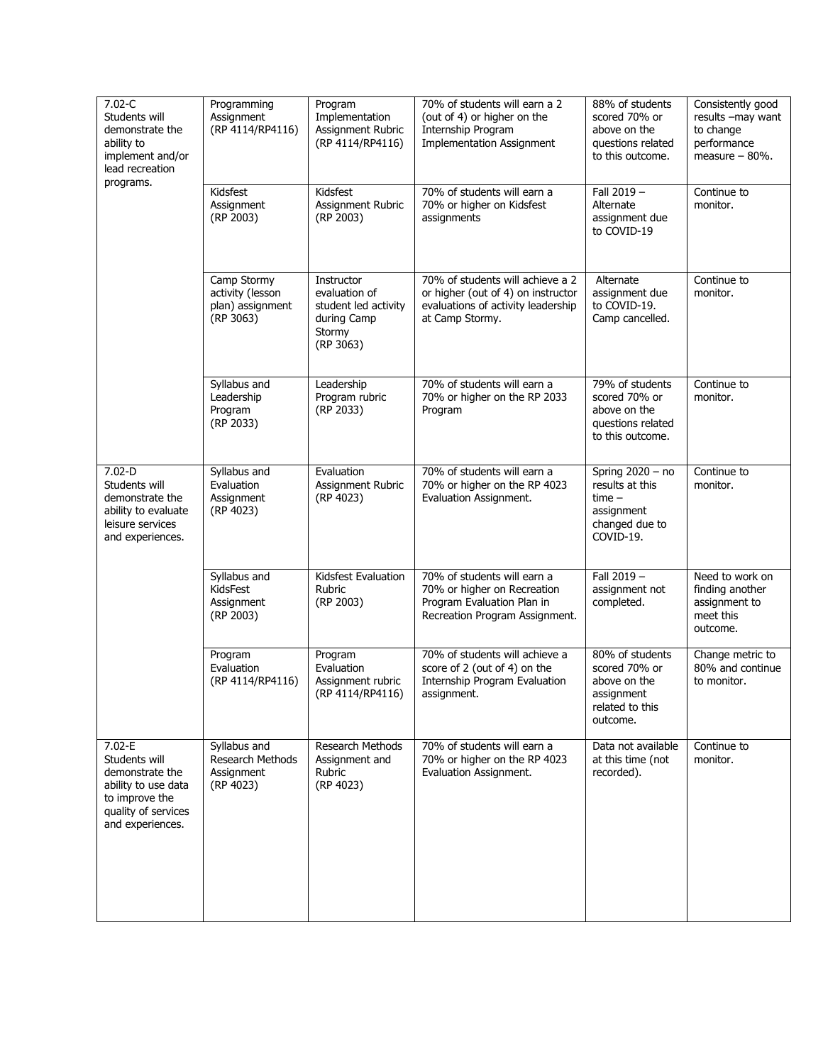| | | | | | |
|---|---|---|---|---|---|
| 7.02-C Students will demonstrate the ability to implement and/or lead recreation programs. | Programming Assignment (RP 4114/RP4116) | Program Implementation Assignment Rubric (RP 4114/RP4116) | 70% of students will earn a 2 (out of 4) or higher on the Internship Program Implementation Assignment | 88% of students scored 70% or above on the questions related to this outcome. | Consistently good results –may want to change performance measure – 80%. |
| | Kidsfest Assignment (RP 2003) | Kidsfest Assignment Rubric (RP 2003) | 70% of students will earn a 70% or higher on Kidsfest assignments | Fall 2019 – Alternate assignment due to COVID-19 | Continue to monitor. |
| | Camp Stormy activity (lesson plan) assignment (RP 3063) | Instructor evaluation of student led activity during Camp Stormy (RP 3063) | 70% of students will achieve a 2 or higher (out of 4) on instructor evaluations of activity leadership at Camp Stormy. | Alternate assignment due to COVID-19. Camp cancelled. | Continue to monitor. |
| | Syllabus and Leadership Program (RP 2033) | Leadership Program rubric (RP 2033) | 70% of students will earn a 70% or higher on the RP 2033 Program | 79% of students scored 70% or above on the questions related to this outcome. | Continue to monitor. |
| 7.02-D Students will demonstrate the ability to evaluate leisure services and experiences. | Syllabus and Evaluation Assignment (RP 4023) | Evaluation Assignment Rubric (RP 4023) | 70% of students will earn a 70% or higher on the RP 4023 Evaluation Assignment. | Spring 2020 – no results at this time – assignment changed due to COVID-19. | Continue to monitor. |
| | Syllabus and KidsFest Assignment (RP 2003) | Kidsfest Evaluation Rubric (RP 2003) | 70% of students will earn a 70% or higher on Recreation Program Evaluation Plan in Recreation Program Assignment. | Fall 2019 – assignment not completed. | Need to work on finding another assignment to meet this outcome. |
| | Program Evaluation (RP 4114/RP4116) | Program Evaluation Assignment rubric (RP 4114/RP4116) | 70% of students will achieve a score of 2 (out of 4) on the Internship Program Evaluation assignment. | 80% of students scored 70% or above on the assignment related to this outcome. | Change metric to 80% and continue to monitor. |
| 7.02-E Students will demonstrate the ability to use data to improve the quality of services and experiences. | Syllabus and Research Methods Assignment (RP 4023) | Research Methods Assignment and Rubric (RP 4023) | 70% of students will earn a 70% or higher on the RP 4023 Evaluation Assignment. | Data not available at this time (not recorded). | Continue to monitor. |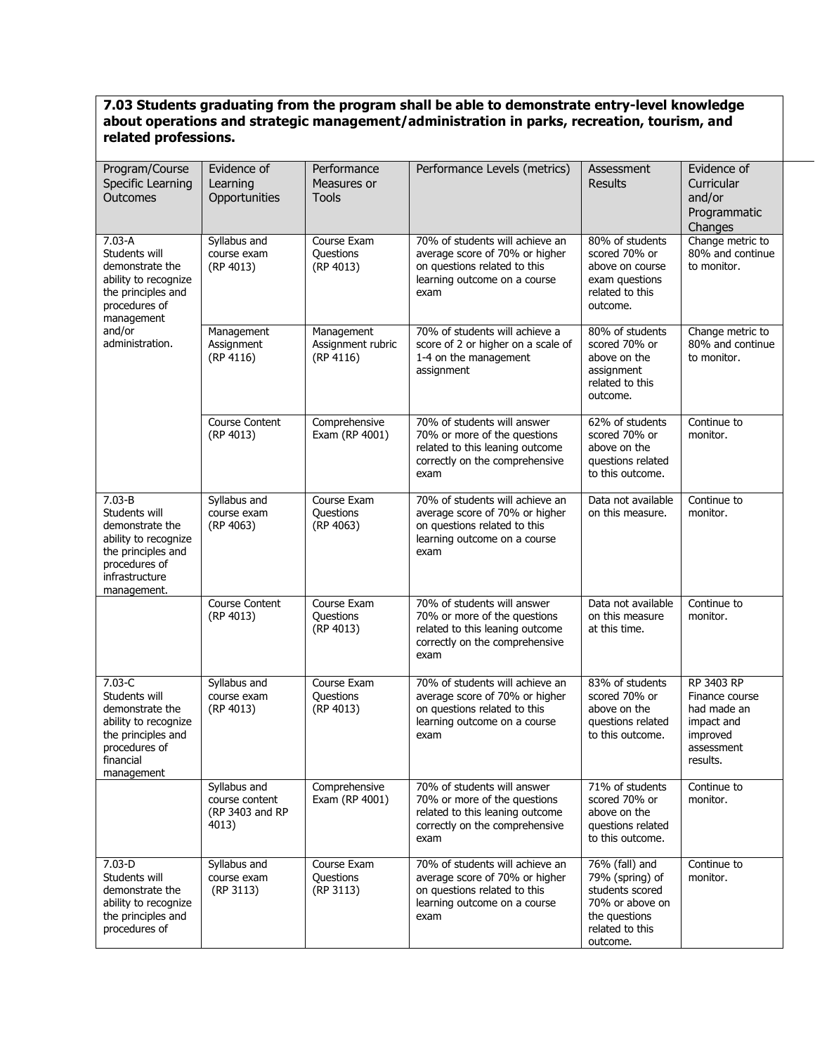**7.03 Students graduating from the program shall be able to demonstrate entry-level knowledge about operations and strategic management/administration in parks, recreation, tourism, and related professions.**

| Program/Course Specific Learning Outcomes | Evidence of Learning Opportunities | Performance Measures or Tools | Performance Levels (metrics) | Assessment Results | Evidence of Curricular and/or Programmatic Changes |
|---|---|---|---|---|---|
| 7.03-A Students will demonstrate the ability to recognize the principles and procedures of management and/or administration. | Syllabus and course exam (RP 4013) | Course Exam Questions (RP 4013) | 70% of students will achieve an average score of 70% or higher on questions related to this learning outcome on a course exam | 80% of students scored 70% or above on course exam questions related to this outcome. | Change metric to 80% and continue to monitor. |
| | Management Assignment (RP 4116) | Management Assignment rubric (RP 4116) | 70% of students will achieve a score of 2 or higher on a scale of 1-4 on the management assignment | 80% of students scored 70% or above on the assignment related to this outcome. | Change metric to 80% and continue to monitor. |
| | Course Content (RP 4013) | Comprehensive Exam (RP 4001) | 70% of students will answer 70% or more of the questions related to this leaning outcome correctly on the comprehensive exam | 62% of students scored 70% or above on the questions related to this outcome. | Continue to monitor. |
| 7.03-B Students will demonstrate the ability to recognize the principles and procedures of infrastructure management. | Syllabus and course exam (RP 4063) | Course Exam Questions (RP 4063) | 70% of students will achieve an average score of 70% or higher on questions related to this learning outcome on a course exam | Data not available on this measure. | Continue to monitor. |
| | Course Content (RP 4013) | Course Exam Questions (RP 4013) | 70% of students will answer 70% or more of the questions related to this leaning outcome correctly on the comprehensive exam | Data not available on this measure at this time. | Continue to monitor. |
| 7.03-C Students will demonstrate the ability to recognize the principles and procedures of financial management | Syllabus and course exam (RP 4013) | Course Exam Questions (RP 4013) | 70% of students will achieve an average score of 70% or higher on questions related to this learning outcome on a course exam | 83% of students scored 70% or above on the questions related to this outcome. | RP 3403 RP Finance course had made an impact and improved assessment results. |
| | Syllabus and course content (RP 3403 and RP 4013) | Comprehensive Exam (RP 4001) | 70% of students will answer 70% or more of the questions related to this leaning outcome correctly on the comprehensive exam | 71% of students scored 70% or above on the questions related to this outcome. | Continue to monitor. |
| 7.03-D Students will demonstrate the ability to recognize the principles and procedures of | Syllabus and course exam (RP 3113) | Course Exam Questions (RP 3113) | 70% of students will achieve an average score of 70% or higher on questions related to this learning outcome on a course exam | 76% (fall) and 79% (spring) of students scored 70% or above on the questions related to this outcome. | Continue to monitor. |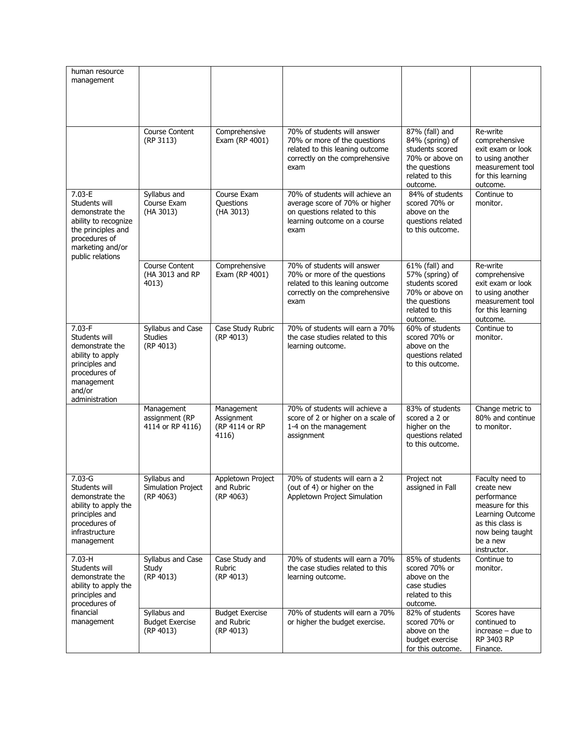| | | | | | |
|---|---|---|---|---|---|
| human resource management | | | | | |
| | Course Content (RP 3113) | Comprehensive Exam (RP 4001) | 70% of students will answer 70% or more of the questions related to this leaning outcome correctly on the comprehensive exam | 87% (fall) and 84% (spring) of students scored 70% or above on the questions related to this outcome. | Re-write comprehensive exit exam or look to using another measurement tool for this learning outcome. |
| 7.03-E Students will demonstrate the ability to recognize the principles and procedures of marketing and/or public relations | Syllabus and Course Exam (HA 3013) | Course Exam Questions (HA 3013) | 70% of students will achieve an average score of 70% or higher on questions related to this learning outcome on a course exam | 84% of students scored 70% or above on the questions related to this outcome. | Continue to monitor. |
| | Course Content (HA 3013 and RP 4013) | Comprehensive Exam (RP 4001) | 70% of students will answer 70% or more of the questions related to this leaning outcome correctly on the comprehensive exam | 61% (fall) and 57% (spring) of students scored 70% or above on the questions related to this outcome. | Re-write comprehensive exit exam or look to using another measurement tool for this learning outcome. |
| 7.03-F Students will demonstrate the ability to apply principles and procedures of management and/or administration | Syllabus and Case Studies (RP 4013) | Case Study Rubric (RP 4013) | 70% of students will earn a 70% the case studies related to this learning outcome. | 60% of students scored 70% or above on the questions related to this outcome. | Continue to monitor. |
| | Management assignment (RP 4114 or RP 4116) | Management Assignment (RP 4114 or RP 4116) | 70% of students will achieve a score of 2 or higher on a scale of 1-4 on the management assignment | 83% of students scored a 2 or higher on the questions related to this outcome. | Change metric to 80% and continue to monitor. |
| 7.03-G Students will demonstrate the ability to apply the principles and procedures of infrastructure management | Syllabus and Simulation Project (RP 4063) | Appletown Project and Rubric (RP 4063) | 70% of students will earn a 2 (out of 4) or higher on the Appletown Project Simulation | Project not assigned in Fall | Faculty need to create new performance measure for this Learning Outcome as this class is now being taught be a new instructor. |
| 7.03-H Students will demonstrate the ability to apply the principles and procedures of financial management | Syllabus and Case Study (RP 4013) | Case Study and Rubric (RP 4013) | 70% of students will earn a 70% the case studies related to this learning outcome. | 85% of students scored 70% or above on the case studies related to this outcome. | Continue to monitor. |
| | Syllabus and Budget Exercise (RP 4013) | Budget Exercise and Rubric (RP 4013) | 70% of students will earn a 70% or higher the budget exercise. | 82% of students scored 70% or above on the budget exercise for this outcome. | Scores have continued to increase – due to RP 3403 RP Finance. |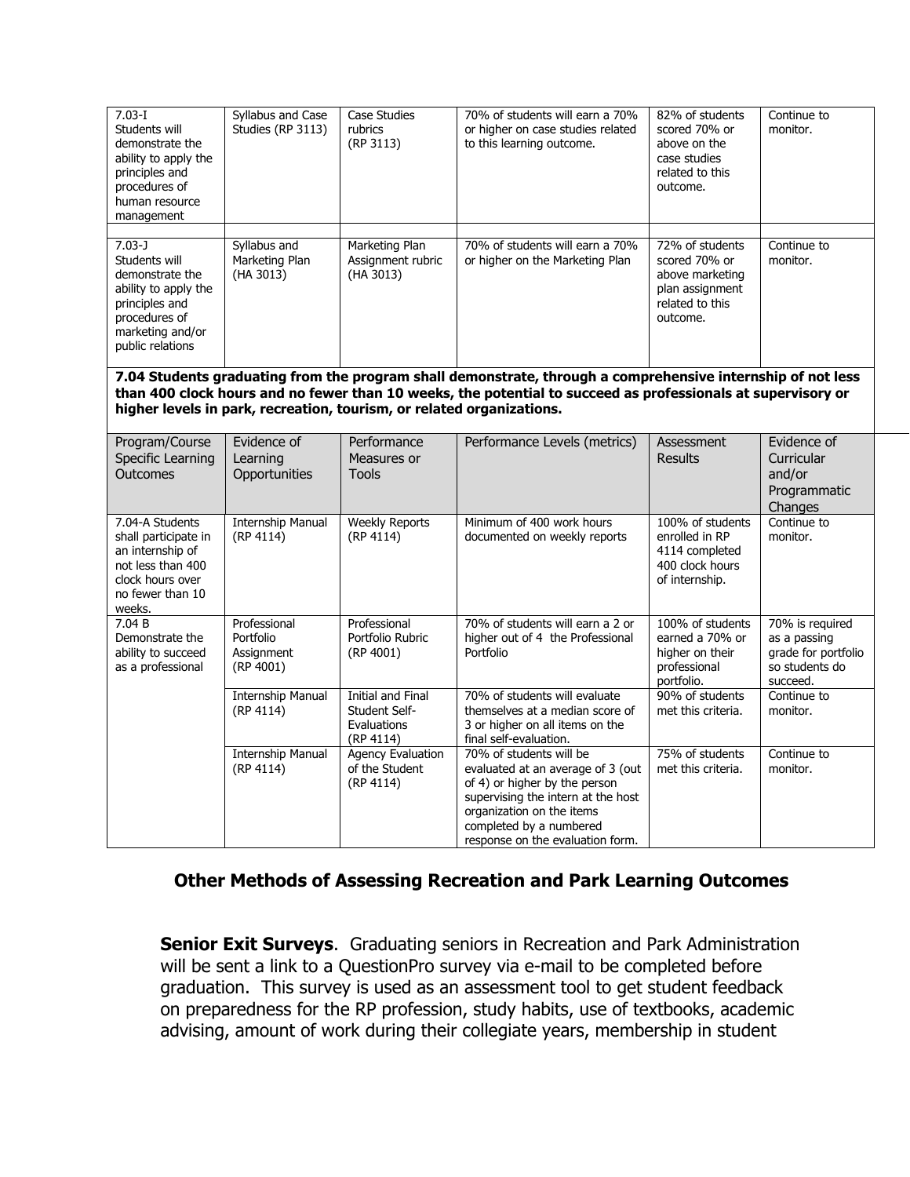| | | | | | |
|---|---|---|---|---|---|
| 7.03-I Students will demonstrate the ability to apply the principles and procedures of human resource management | Syllabus and Case Studies (RP 3113) | Case Studies rubrics (RP 3113) | 70% of students will earn a 70% or higher on case studies related to this learning outcome. | 82% of students scored 70% or above on the case studies related to this outcome. | Continue to monitor. |
| 7.03-J Students will demonstrate the ability to apply the principles and procedures of marketing and/or public relations | Syllabus and Marketing Plan (HA 3013) | Marketing Plan Assignment rubric (HA 3013) | 70% of students will earn a 70% or higher on the Marketing Plan | 72% of students scored 70% or above marketing plan assignment related to this outcome. | Continue to monitor. |

**7.04 Students graduating from the program shall demonstrate, through a comprehensive internship of not less than 400 clock hours and no fewer than 10 weeks, the potential to succeed as professionals at supervisory or higher levels in park, recreation, tourism, or related organizations.**

| Program/Course Specific Learning Outcomes | Evidence of Learning Opportunities | Performance Measures or Tools | Performance Levels (metrics) | Assessment Results | Evidence of Curricular and/or Programmatic Changes |
|---|---|---|---|---|---|
| 7.04-A Students shall participate in an internship of not less than 400 clock hours over no fewer than 10 weeks. | Internship Manual (RP 4114) | Weekly Reports (RP 4114) | Minimum of 400 work hours documented on weekly reports | 100% of students enrolled in RP 4114 completed 400 clock hours of internship. | Continue to monitor. |
| 7.04 B Demonstrate the ability to succeed as a professional | Professional Portfolio Assignment (RP 4001) | Professional Portfolio Rubric (RP 4001) | 70% of students will earn a 2 or higher out of 4 the Professional Portfolio | 100% of students earned a 70% or higher on their professional portfolio. | 70% is required as a passing grade for portfolio so students do succeed. |
| | Internship Manual (RP 4114) | Initial and Final Student Self-Evaluations (RP 4114) | 70% of students will evaluate themselves at a median score of 3 or higher on all items on the final self-evaluation. | 90% of students met this criteria. | Continue to monitor. |
| | Internship Manual (RP 4114) | Agency Evaluation of the Student (RP 4114) | 70% of students will be evaluated at an average of 3 (out of 4) or higher by the person supervising the intern at the host organization on the items completed by a numbered response on the evaluation form. | 75% of students met this criteria. | Continue to monitor. |

## Other Methods of Assessing Recreation and Park Learning Outcomes

**Senior Exit Surveys**. Graduating seniors in Recreation and Park Administration will be sent a link to a QuestionPro survey via e-mail to be completed before graduation. This survey is used as an assessment tool to get student feedback on preparedness for the RP profession, study habits, use of textbooks, academic advising, amount of work during their collegiate years, membership in student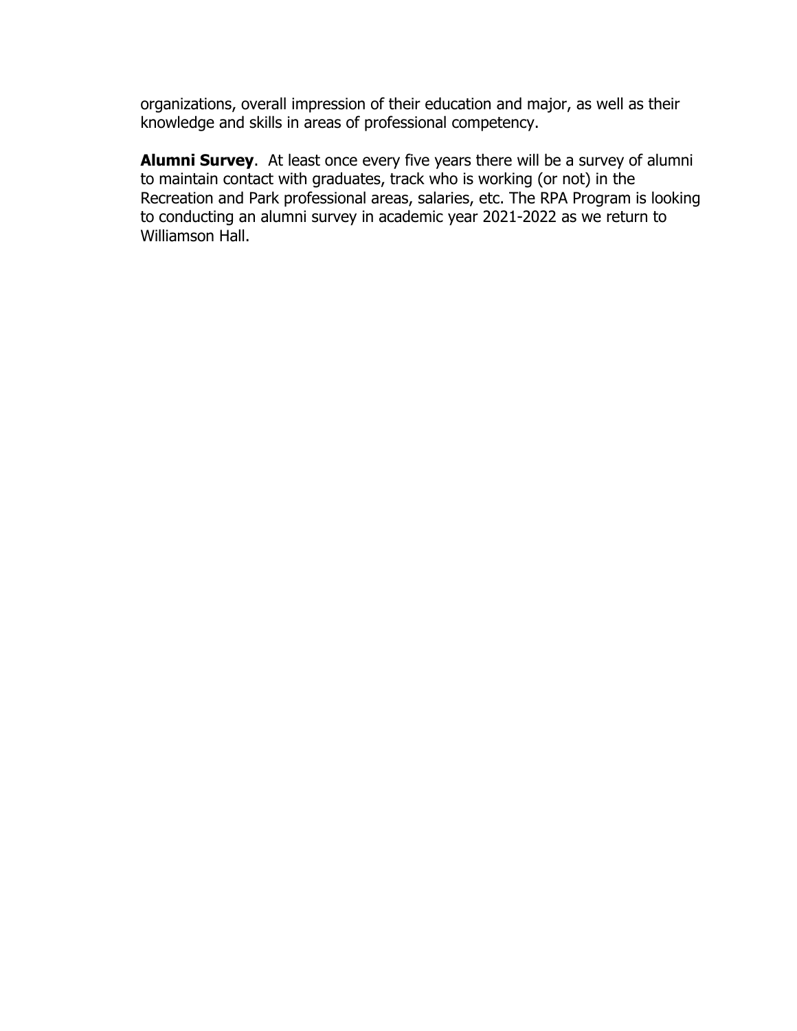organizations, overall impression of their education and major, as well as their knowledge and skills in areas of professional competency.

**Alumni Survey**. At least once every five years there will be a survey of alumni to maintain contact with graduates, track who is working (or not) in the Recreation and Park professional areas, salaries, etc. The RPA Program is looking to conducting an alumni survey in academic year 2021-2022 as we return to Williamson Hall.